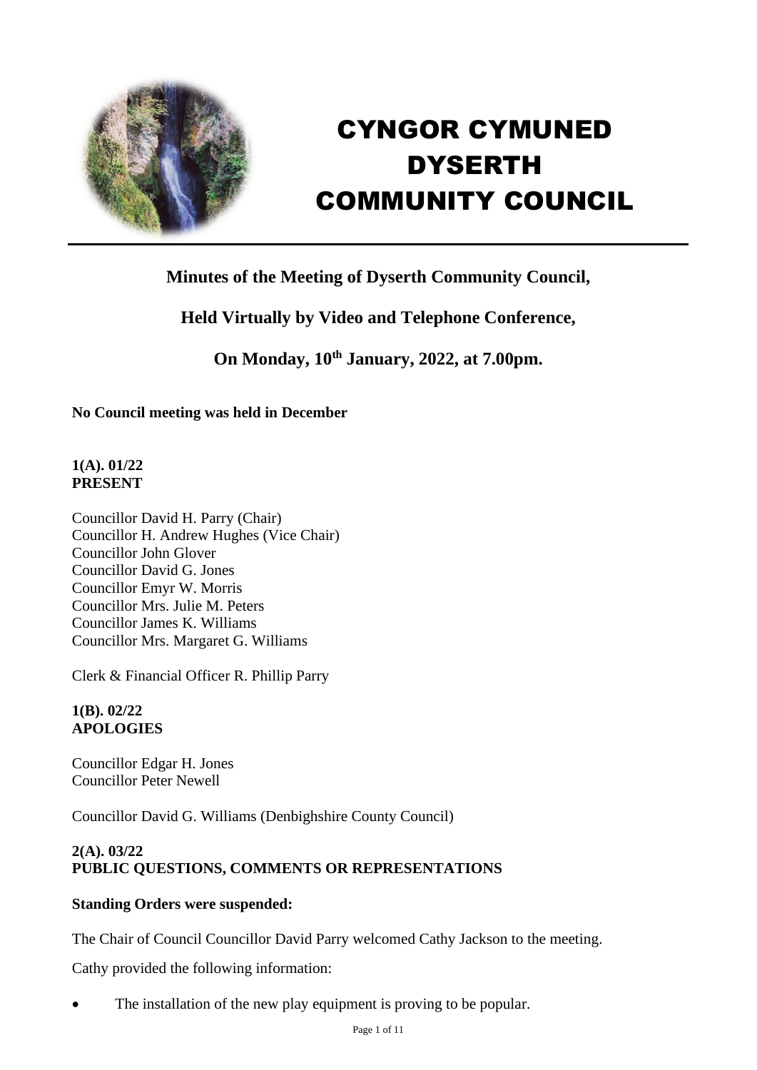# CYNGOR CYMUNED DYSERTH COMMUNITY COUNCIL

## Minutes of the Meeting of Dyserth Community Council,

## Held Virtually by Video and Telephone Conference,

## On Monday, 10th January, 2022, at 7.00pm.

**No Council meeting was held in December**

**1(A). 01/22**
**PRESENT**

Councillor David H. Parry (Chair)
Councillor H. Andrew Hughes (Vice Chair)
Councillor John Glover
Councillor David G. Jones
Councillor Emyr W. Morris
Councillor Mrs. Julie M. Peters
Councillor James K. Williams
Councillor Mrs. Margaret G. Williams

Clerk & Financial Officer R. Phillip Parry

**1(B). 02/22**
**APOLOGIES**

Councillor Edgar H. Jones
Councillor Peter Newell

Councillor David G. Williams (Denbighshire County Council)

**2(A). 03/22**
**PUBLIC QUESTIONS, COMMENTS OR REPRESENTATIONS**

**Standing Orders were suspended:**

The Chair of Council Councillor David Parry welcomed Cathy Jackson to the meeting.

Cathy provided the following information:

- The installation of the new play equipment is proving to be popular.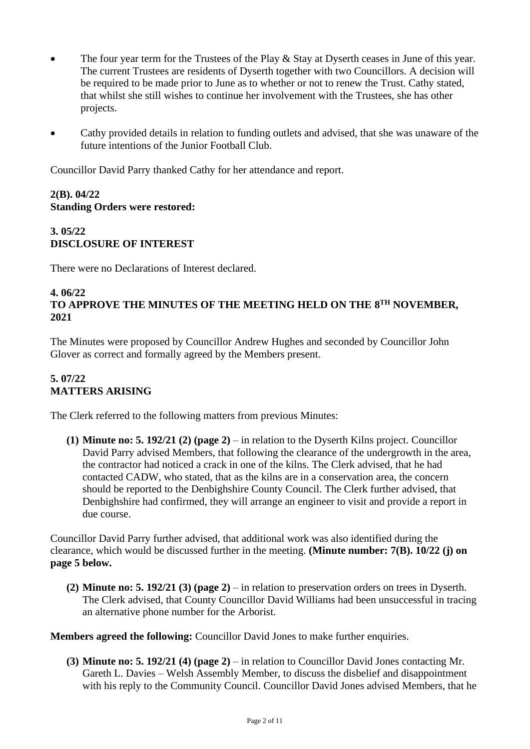- The four year term for the Trustees of the Play & Stay at Dyserth ceases in June of this year. The current Trustees are residents of Dyserth together with two Councillors. A decision will be required to be made prior to June as to whether or not to renew the Trust. Cathy stated, that whilst she still wishes to continue her involvement with the Trustees, she has other projects.

- Cathy provided details in relation to funding outlets and advised, that she was unaware of the future intentions of the Junior Football Club.

Councillor David Parry thanked Cathy for her attendance and report.

**2(B). 04/22**
**Standing Orders were restored:**

**3. 05/22**
**DISCLOSURE OF INTEREST**

There were no Declarations of Interest declared.

**4. 06/22**
**TO APPROVE THE MINUTES OF THE MEETING HELD ON THE 8TH NOVEMBER, 2021**

The Minutes were proposed by Councillor Andrew Hughes and seconded by Councillor John Glover as correct and formally agreed by the Members present.

**5. 07/22**
**MATTERS ARISING**

The Clerk referred to the following matters from previous Minutes:

**(1) Minute no: 5. 192/21 (2) (page 2)** – in relation to the Dyserth Kilns project. Councillor David Parry advised Members, that following the clearance of the undergrowth in the area, the contractor had noticed a crack in one of the kilns. The Clerk advised, that he had contacted CADW, who stated, that as the kilns are in a conservation area, the concern should be reported to the Denbighshire County Council. The Clerk further advised, that Denbighshire had confirmed, they will arrange an engineer to visit and provide a report in due course.

Councillor David Parry further advised, that additional work was also identified during the clearance, which would be discussed further in the meeting. **(Minute number: 7(B). 10/22 (j) on page 5 below.**

**(2) Minute no: 5. 192/21 (3) (page 2)** – in relation to preservation orders on trees in Dyserth. The Clerk advised, that County Councillor David Williams had been unsuccessful in tracing an alternative phone number for the Arborist.

**Members agreed the following:** Councillor David Jones to make further enquiries.

**(3) Minute no: 5. 192/21 (4) (page 2)** – in relation to Councillor David Jones contacting Mr. Gareth L. Davies – Welsh Assembly Member, to discuss the disbelief and disappointment with his reply to the Community Council. Councillor David Jones advised Members, that he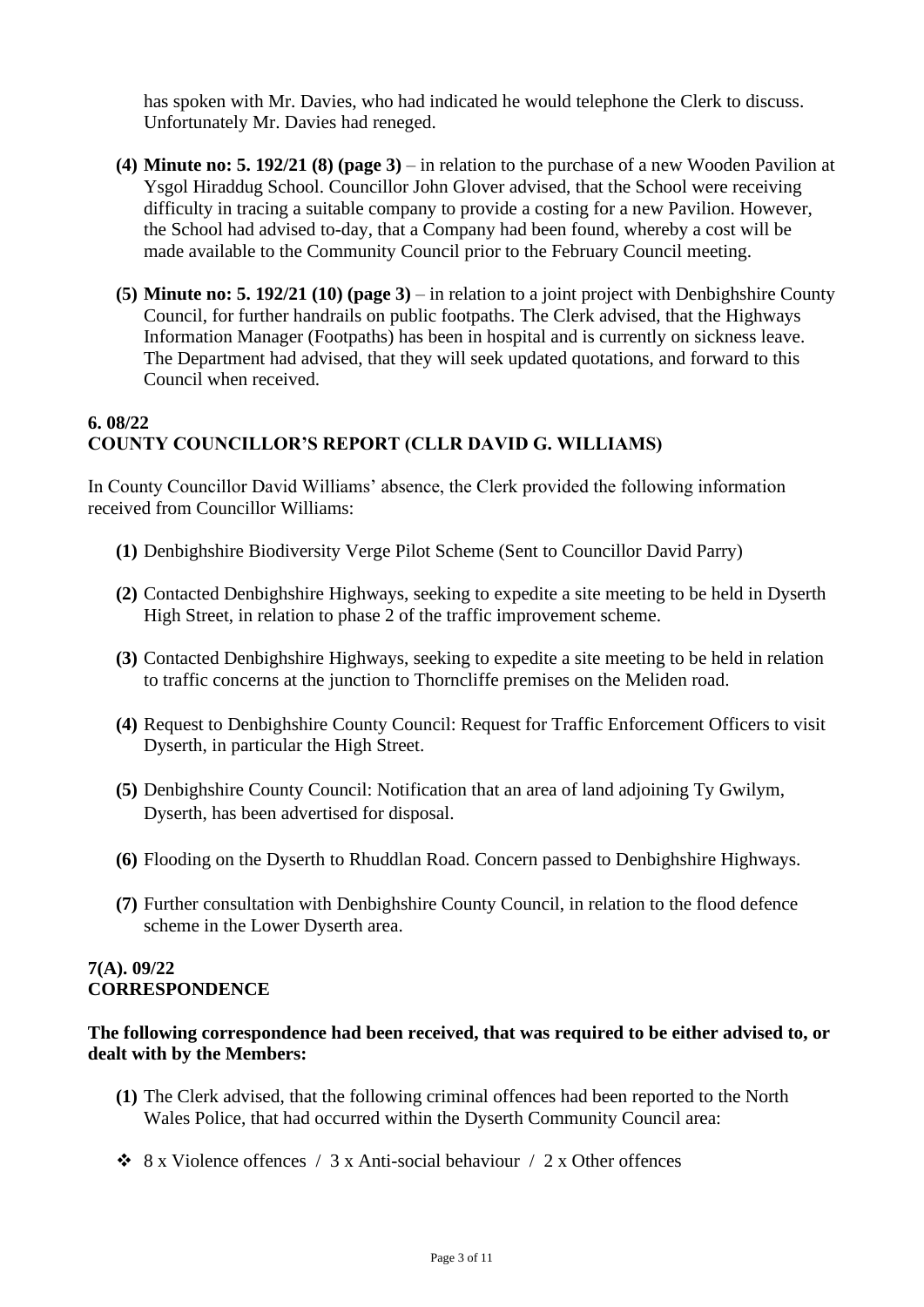has spoken with Mr. Davies, who had indicated he would telephone the Clerk to discuss. Unfortunately Mr. Davies had reneged.

**(4) Minute no: 5. 192/21 (8) (page 3)** – in relation to the purchase of a new Wooden Pavilion at Ysgol Hiraddug School. Councillor John Glover advised, that the School were receiving difficulty in tracing a suitable company to provide a costing for a new Pavilion. However, the School had advised to-day, that a Company had been found, whereby a cost will be made available to the Community Council prior to the February Council meeting.

**(5) Minute no: 5. 192/21 (10) (page 3)** – in relation to a joint project with Denbighshire County Council, for further handrails on public footpaths. The Clerk advised, that the Highways Information Manager (Footpaths) has been in hospital and is currently on sickness leave. The Department had advised, that they will seek updated quotations, and forward to this Council when received.

**6. 08/22**
**COUNTY COUNCILLOR'S REPORT (CLLR DAVID G. WILLIAMS)**

In County Councillor David Williams' absence, the Clerk provided the following information received from Councillor Williams:

**(1)** Denbighshire Biodiversity Verge Pilot Scheme (Sent to Councillor David Parry)

**(2)** Contacted Denbighshire Highways, seeking to expedite a site meeting to be held in Dyserth High Street, in relation to phase 2 of the traffic improvement scheme.

**(3)** Contacted Denbighshire Highways, seeking to expedite a site meeting to be held in relation to traffic concerns at the junction to Thorncliffe premises on the Meliden road.

**(4)** Request to Denbighshire County Council: Request for Traffic Enforcement Officers to visit Dyserth, in particular the High Street.

**(5)** Denbighshire County Council: Notification that an area of land adjoining Ty Gwilym, Dyserth, has been advertised for disposal.

**(6)** Flooding on the Dyserth to Rhuddlan Road. Concern passed to Denbighshire Highways.

**(7)** Further consultation with Denbighshire County Council, in relation to the flood defence scheme in the Lower Dyserth area.

**7(A). 09/22**
**CORRESPONDENCE**

**The following correspondence had been received, that was required to be either advised to, or dealt with by the Members:**

**(1)** The Clerk advised, that the following criminal offences had been reported to the North Wales Police, that had occurred within the Dyserth Community Council area:

- 8 x Violence offences / 3 x Anti-social behaviour / 2 x Other offences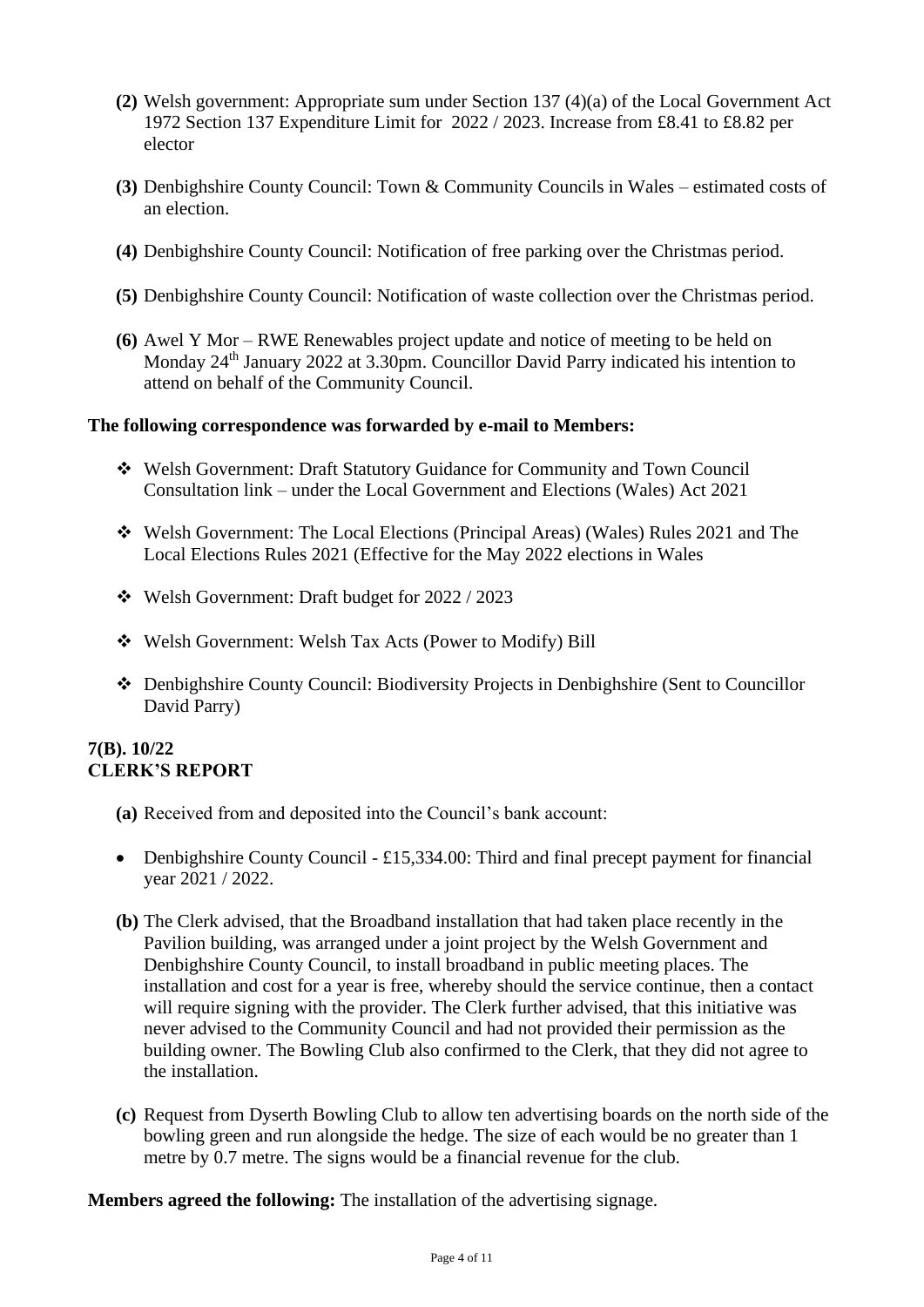**(2)** Welsh government: Appropriate sum under Section 137 (4)(a) of the Local Government Act 1972 Section 137 Expenditure Limit for 2022 / 2023. Increase from £8.41 to £8.82 per elector

**(3)** Denbighshire County Council: Town & Community Councils in Wales – estimated costs of an election.

**(4)** Denbighshire County Council: Notification of free parking over the Christmas period.

**(5)** Denbighshire County Council: Notification of waste collection over the Christmas period.

**(6)** Awel Y Mor – RWE Renewables project update and notice of meeting to be held on Monday 24th January 2022 at 3.30pm. Councillor David Parry indicated his intention to attend on behalf of the Community Council.

**The following correspondence was forwarded by e-mail to Members:**

- Welsh Government: Draft Statutory Guidance for Community and Town Council Consultation link – under the Local Government and Elections (Wales) Act 2021
- Welsh Government: The Local Elections (Principal Areas) (Wales) Rules 2021 and The Local Elections Rules 2021 (Effective for the May 2022 elections in Wales
- Welsh Government: Draft budget for 2022 / 2023
- Welsh Government: Welsh Tax Acts (Power to Modify) Bill
- Denbighshire County Council: Biodiversity Projects in Denbighshire (Sent to Councillor David Parry)

**7(B). 10/22**
**CLERK'S REPORT**

**(a)** Received from and deposited into the Council's bank account:

- Denbighshire County Council - £15,334.00: Third and final precept payment for financial year 2021 / 2022.

**(b)** The Clerk advised, that the Broadband installation that had taken place recently in the Pavilion building, was arranged under a joint project by the Welsh Government and Denbighshire County Council, to install broadband in public meeting places. The installation and cost for a year is free, whereby should the service continue, then a contact will require signing with the provider. The Clerk further advised, that this initiative was never advised to the Community Council and had not provided their permission as the building owner. The Bowling Club also confirmed to the Clerk, that they did not agree to the installation.

**(c)** Request from Dyserth Bowling Club to allow ten advertising boards on the north side of the bowling green and run alongside the hedge. The size of each would be no greater than 1 metre by 0.7 metre. The signs would be a financial revenue for the club.

**Members agreed the following:** The installation of the advertising signage.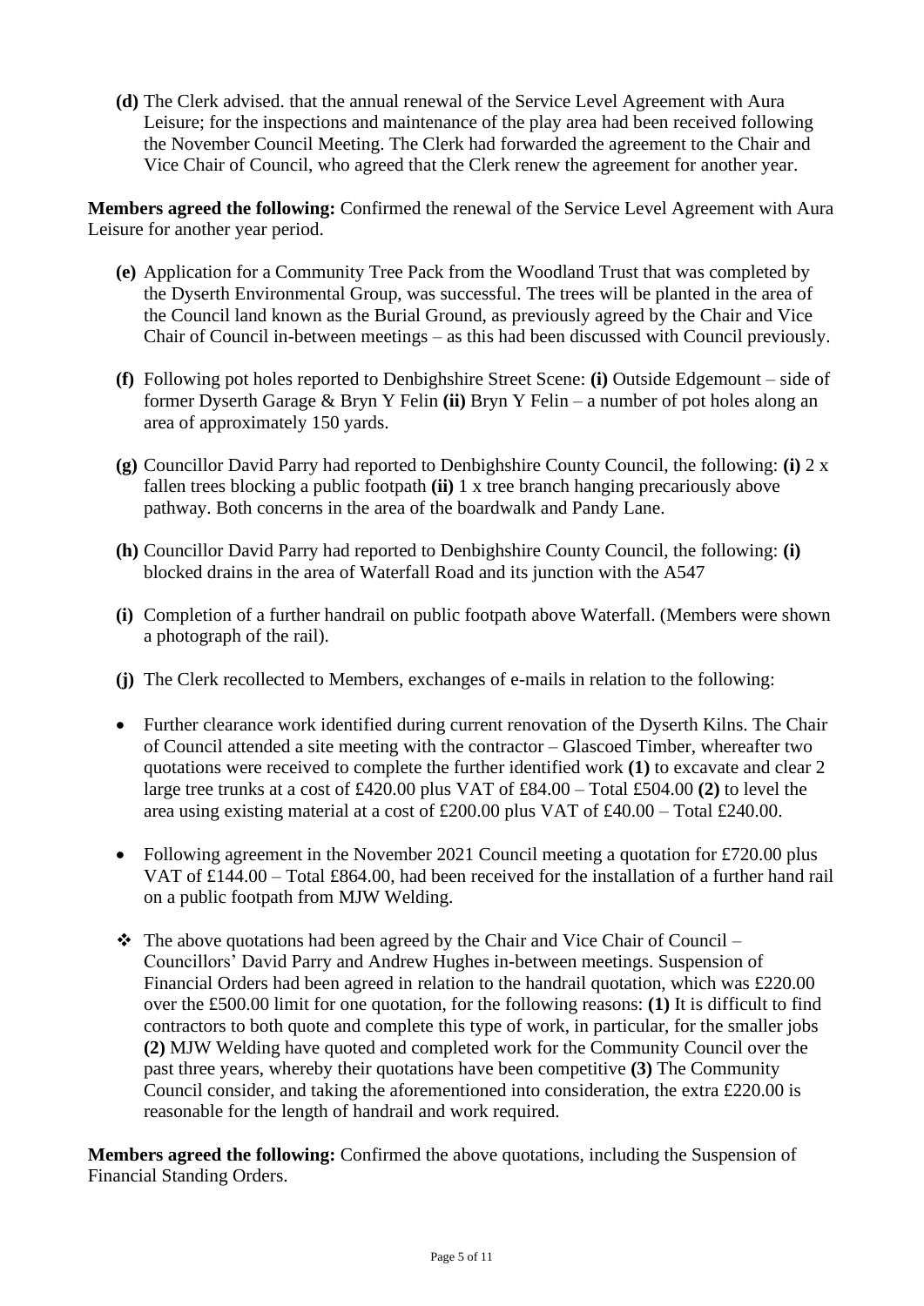**(d)** The Clerk advised. that the annual renewal of the Service Level Agreement with Aura Leisure; for the inspections and maintenance of the play area had been received following the November Council Meeting. The Clerk had forwarded the agreement to the Chair and Vice Chair of Council, who agreed that the Clerk renew the agreement for another year.

**Members agreed the following:** Confirmed the renewal of the Service Level Agreement with Aura Leisure for another year period.

**(e)** Application for a Community Tree Pack from the Woodland Trust that was completed by the Dyserth Environmental Group, was successful. The trees will be planted in the area of the Council land known as the Burial Ground, as previously agreed by the Chair and Vice Chair of Council in-between meetings – as this had been discussed with Council previously.

**(f)** Following pot holes reported to Denbighshire Street Scene: **(i)** Outside Edgemount – side of former Dyserth Garage & Bryn Y Felin **(ii)** Bryn Y Felin – a number of pot holes along an area of approximately 150 yards.

**(g)** Councillor David Parry had reported to Denbighshire County Council, the following: **(i)** 2 x fallen trees blocking a public footpath **(ii)** 1 x tree branch hanging precariously above pathway. Both concerns in the area of the boardwalk and Pandy Lane.

**(h)** Councillor David Parry had reported to Denbighshire County Council, the following: **(i)** blocked drains in the area of Waterfall Road and its junction with the A547

**(i)** Completion of a further handrail on public footpath above Waterfall. (Members were shown a photograph of the rail).

**(j)** The Clerk recollected to Members, exchanges of e-mails in relation to the following:

- Further clearance work identified during current renovation of the Dyserth Kilns. The Chair of Council attended a site meeting with the contractor – Glascoed Timber, whereafter two quotations were received to complete the further identified work **(1)** to excavate and clear 2 large tree trunks at a cost of £420.00 plus VAT of £84.00 – Total £504.00 **(2)** to level the area using existing material at a cost of £200.00 plus VAT of £40.00 – Total £240.00.

- Following agreement in the November 2021 Council meeting a quotation for £720.00 plus VAT of £144.00 – Total £864.00, had been received for the installation of a further hand rail on a public footpath from MJW Welding.

- The above quotations had been agreed by the Chair and Vice Chair of Council – Councillors' David Parry and Andrew Hughes in-between meetings. Suspension of Financial Orders had been agreed in relation to the handrail quotation, which was £220.00 over the £500.00 limit for one quotation, for the following reasons: **(1)** It is difficult to find contractors to both quote and complete this type of work, in particular, for the smaller jobs **(2)** MJW Welding have quoted and completed work for the Community Council over the past three years, whereby their quotations have been competitive **(3)** The Community Council consider, and taking the aforementioned into consideration, the extra £220.00 is reasonable for the length of handrail and work required.

**Members agreed the following:** Confirmed the above quotations, including the Suspension of Financial Standing Orders.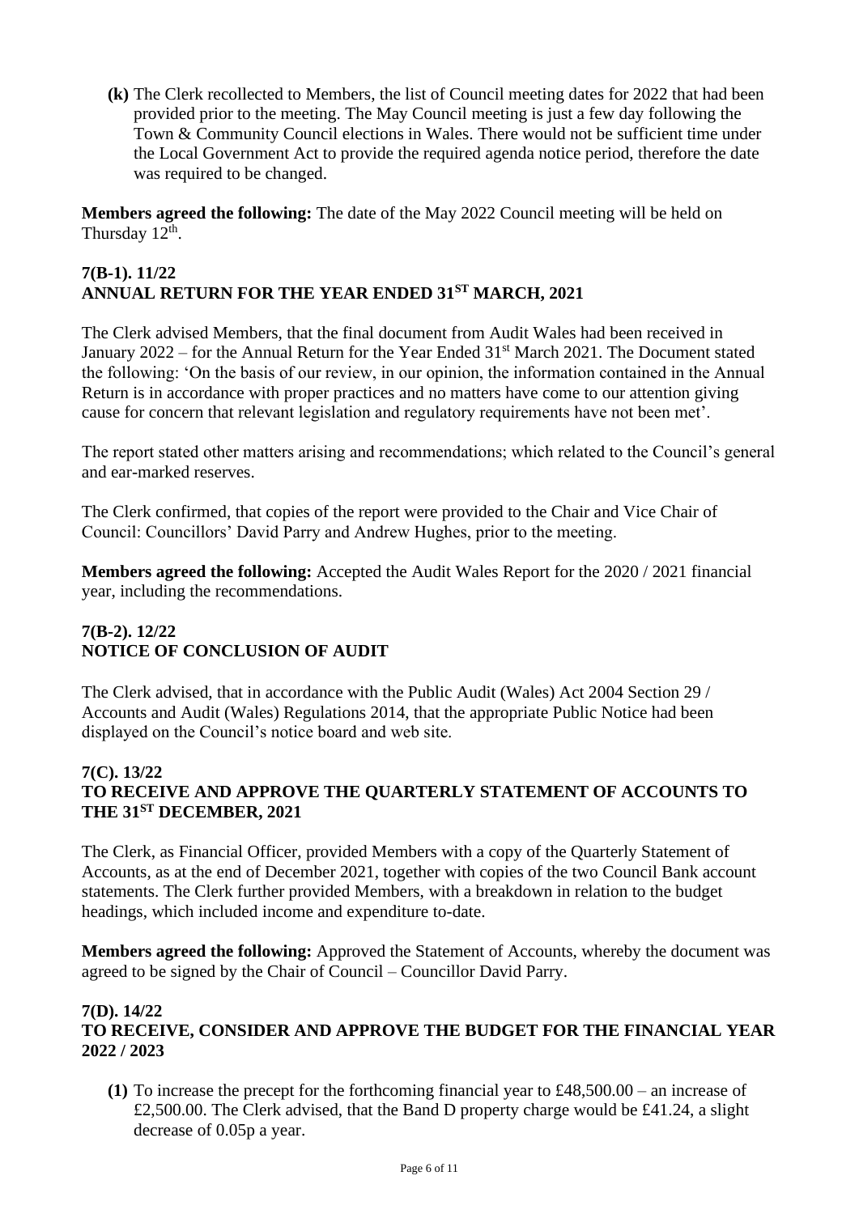**(k)** The Clerk recollected to Members, the list of Council meeting dates for 2022 that had been provided prior to the meeting. The May Council meeting is just a few day following the Town & Community Council elections in Wales. There would not be sufficient time under the Local Government Act to provide the required agenda notice period, therefore the date was required to be changed.

**Members agreed the following:** The date of the May 2022 Council meeting will be held on Thursday 12th.

## 7(B-1). 11/22
## ANNUAL RETURN FOR THE YEAR ENDED 31ST MARCH, 2021

The Clerk advised Members, that the final document from Audit Wales had been received in January 2022 – for the Annual Return for the Year Ended 31st March 2021. The Document stated the following: 'On the basis of our review, in our opinion, the information contained in the Annual Return is in accordance with proper practices and no matters have come to our attention giving cause for concern that relevant legislation and regulatory requirements have not been met'.

The report stated other matters arising and recommendations; which related to the Council's general and ear-marked reserves.

The Clerk confirmed, that copies of the report were provided to the Chair and Vice Chair of Council: Councillors' David Parry and Andrew Hughes, prior to the meeting.

**Members agreed the following:** Accepted the Audit Wales Report for the 2020 / 2021 financial year, including the recommendations.

## 7(B-2). 12/22
## NOTICE OF CONCLUSION OF AUDIT

The Clerk advised, that in accordance with the Public Audit (Wales) Act 2004 Section 29 / Accounts and Audit (Wales) Regulations 2014, that the appropriate Public Notice had been displayed on the Council's notice board and web site.

## 7(C). 13/22
## TO RECEIVE AND APPROVE THE QUARTERLY STATEMENT OF ACCOUNTS TO THE 31ST DECEMBER, 2021

The Clerk, as Financial Officer, provided Members with a copy of the Quarterly Statement of Accounts, as at the end of December 2021, together with copies of the two Council Bank account statements. The Clerk further provided Members, with a breakdown in relation to the budget headings, which included income and expenditure to-date.

**Members agreed the following:** Approved the Statement of Accounts, whereby the document was agreed to be signed by the Chair of Council – Councillor David Parry.

## 7(D). 14/22
## TO RECEIVE, CONSIDER AND APPROVE THE BUDGET FOR THE FINANCIAL YEAR 2022 / 2023

**(1)** To increase the precept for the forthcoming financial year to £48,500.00 – an increase of £2,500.00. The Clerk advised, that the Band D property charge would be £41.24, a slight decrease of 0.05p a year.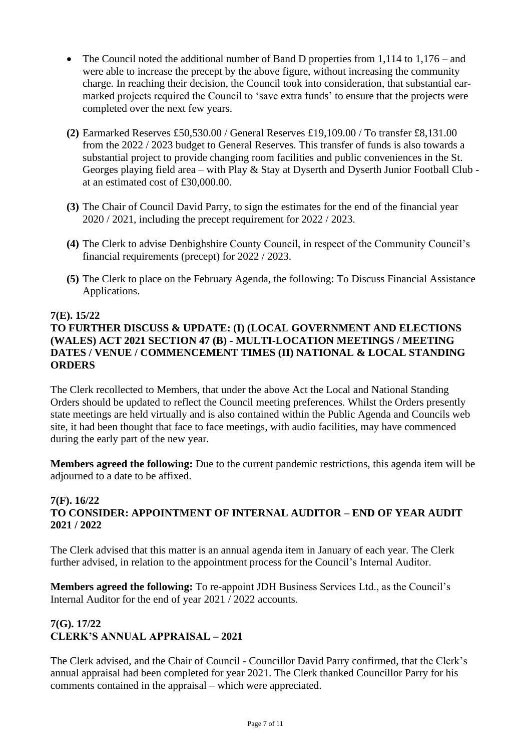- The Council noted the additional number of Band D properties from 1,114 to 1,176 – and were able to increase the precept by the above figure, without increasing the community charge. In reaching their decision, the Council took into consideration, that substantial ear-marked projects required the Council to 'save extra funds' to ensure that the projects were completed over the next few years.

**(2)** Earmarked Reserves £50,530.00 / General Reserves £19,109.00 / To transfer £8,131.00 from the 2022 / 2023 budget to General Reserves. This transfer of funds is also towards a substantial project to provide changing room facilities and public conveniences in the St. Georges playing field area – with Play & Stay at Dyserth and Dyserth Junior Football Club - at an estimated cost of £30,000.00.

**(3)** The Chair of Council David Parry, to sign the estimates for the end of the financial year 2020 / 2021, including the precept requirement for 2022 / 2023.

**(4)** The Clerk to advise Denbighshire County Council, in respect of the Community Council's financial requirements (precept) for 2022 / 2023.

**(5)** The Clerk to place on the February Agenda, the following: To Discuss Financial Assistance Applications.

### 7(E). 15/22
### TO FURTHER DISCUSS & UPDATE: (I) (LOCAL GOVERNMENT AND ELECTIONS (WALES) ACT 2021 SECTION 47 (B) - MULTI-LOCATION MEETINGS / MEETING DATES / VENUE / COMMENCEMENT TIMES (II) NATIONAL & LOCAL STANDING ORDERS

The Clerk recollected to Members, that under the above Act the Local and National Standing Orders should be updated to reflect the Council meeting preferences. Whilst the Orders presently state meetings are held virtually and is also contained within the Public Agenda and Councils web site, it had been thought that face to face meetings, with audio facilities, may have commenced during the early part of the new year.

**Members agreed the following:** Due to the current pandemic restrictions, this agenda item will be adjourned to a date to be affixed.

### 7(F). 16/22
### TO CONSIDER: APPOINTMENT OF INTERNAL AUDITOR – END OF YEAR AUDIT 2021 / 2022

The Clerk advised that this matter is an annual agenda item in January of each year. The Clerk further advised, in relation to the appointment process for the Council's Internal Auditor.

**Members agreed the following:** To re-appoint JDH Business Services Ltd., as the Council's Internal Auditor for the end of year 2021 / 2022 accounts.

### 7(G). 17/22
### CLERK'S ANNUAL APPRAISAL – 2021

The Clerk advised, and the Chair of Council - Councillor David Parry confirmed, that the Clerk's annual appraisal had been completed for year 2021. The Clerk thanked Councillor Parry for his comments contained in the appraisal – which were appreciated.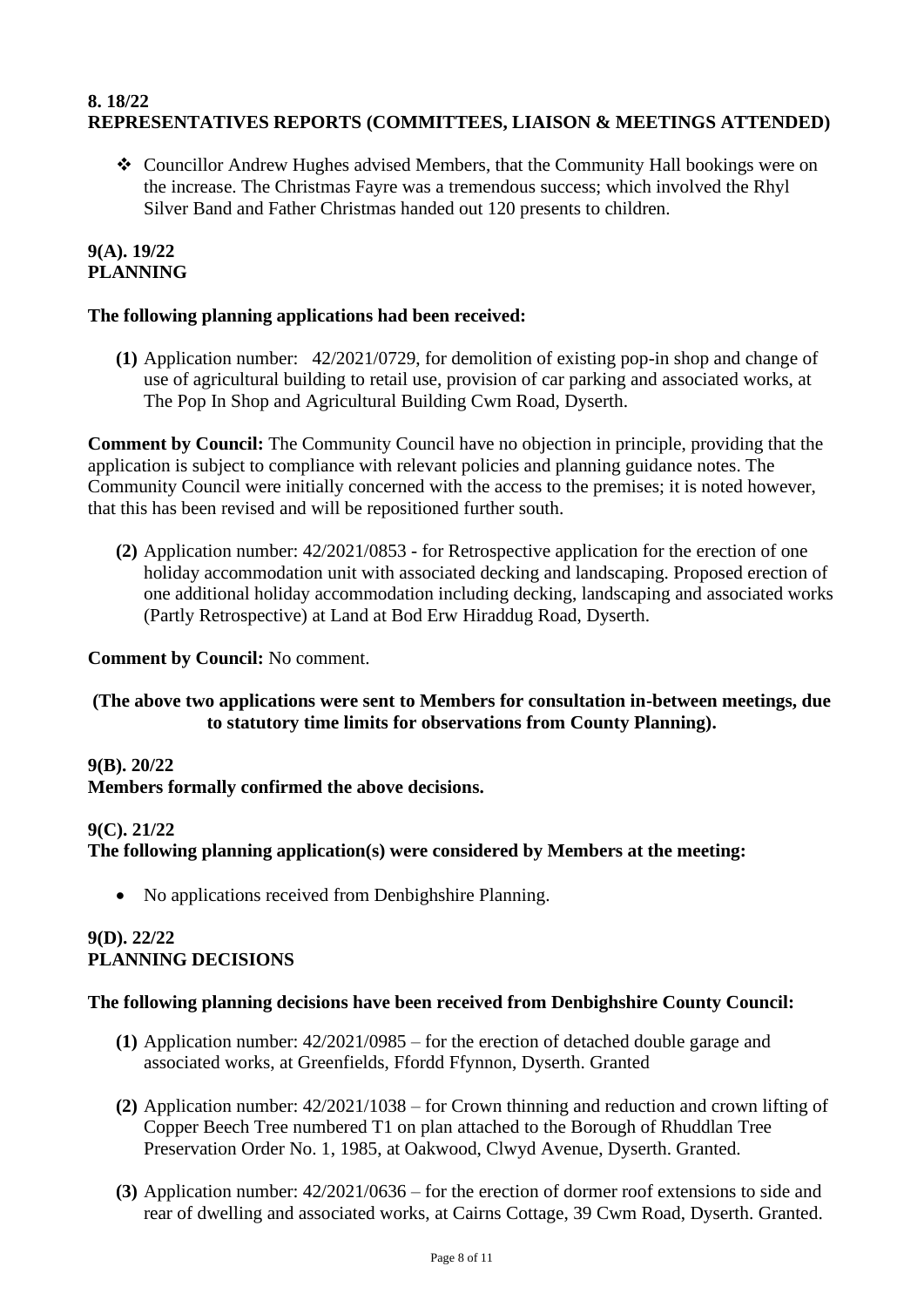**8. 18/22**
**REPRESENTATIVES REPORTS (COMMITTEES, LIAISON & MEETINGS ATTENDED)**

- Councillor Andrew Hughes advised Members, that the Community Hall bookings were on the increase. The Christmas Fayre was a tremendous success; which involved the Rhyl Silver Band and Father Christmas handed out 120 presents to children.

**9(A). 19/22**
**PLANNING**

**The following planning applications had been received:**

**(1)** Application number: 42/2021/0729, for demolition of existing pop-in shop and change of use of agricultural building to retail use, provision of car parking and associated works, at The Pop In Shop and Agricultural Building Cwm Road, Dyserth.

**Comment by Council:** The Community Council have no objection in principle, providing that the application is subject to compliance with relevant policies and planning guidance notes. The Community Council were initially concerned with the access to the premises; it is noted however, that this has been revised and will be repositioned further south.

**(2)** Application number: 42/2021/0853 - for Retrospective application for the erection of one holiday accommodation unit with associated decking and landscaping. Proposed erection of one additional holiday accommodation including decking, landscaping and associated works (Partly Retrospective) at Land at Bod Erw Hiraddug Road, Dyserth.

**Comment by Council:** No comment.

**(The above two applications were sent to Members for consultation in-between meetings, due to statutory time limits for observations from County Planning).**

**9(B). 20/22**
**Members formally confirmed the above decisions.**

**9(C). 21/22**
**The following planning application(s) were considered by Members at the meeting:**

- No applications received from Denbighshire Planning.

**9(D). 22/22**
**PLANNING DECISIONS**

**The following planning decisions have been received from Denbighshire County Council:**

**(1)** Application number: 42/2021/0985 – for the erection of detached double garage and associated works, at Greenfields, Ffordd Ffynnon, Dyserth. Granted

**(2)** Application number: 42/2021/1038 – for Crown thinning and reduction and crown lifting of Copper Beech Tree numbered T1 on plan attached to the Borough of Rhuddlan Tree Preservation Order No. 1, 1985, at Oakwood, Clwyd Avenue, Dyserth. Granted.

**(3)** Application number: 42/2021/0636 – for the erection of dormer roof extensions to side and rear of dwelling and associated works, at Cairns Cottage, 39 Cwm Road, Dyserth. Granted.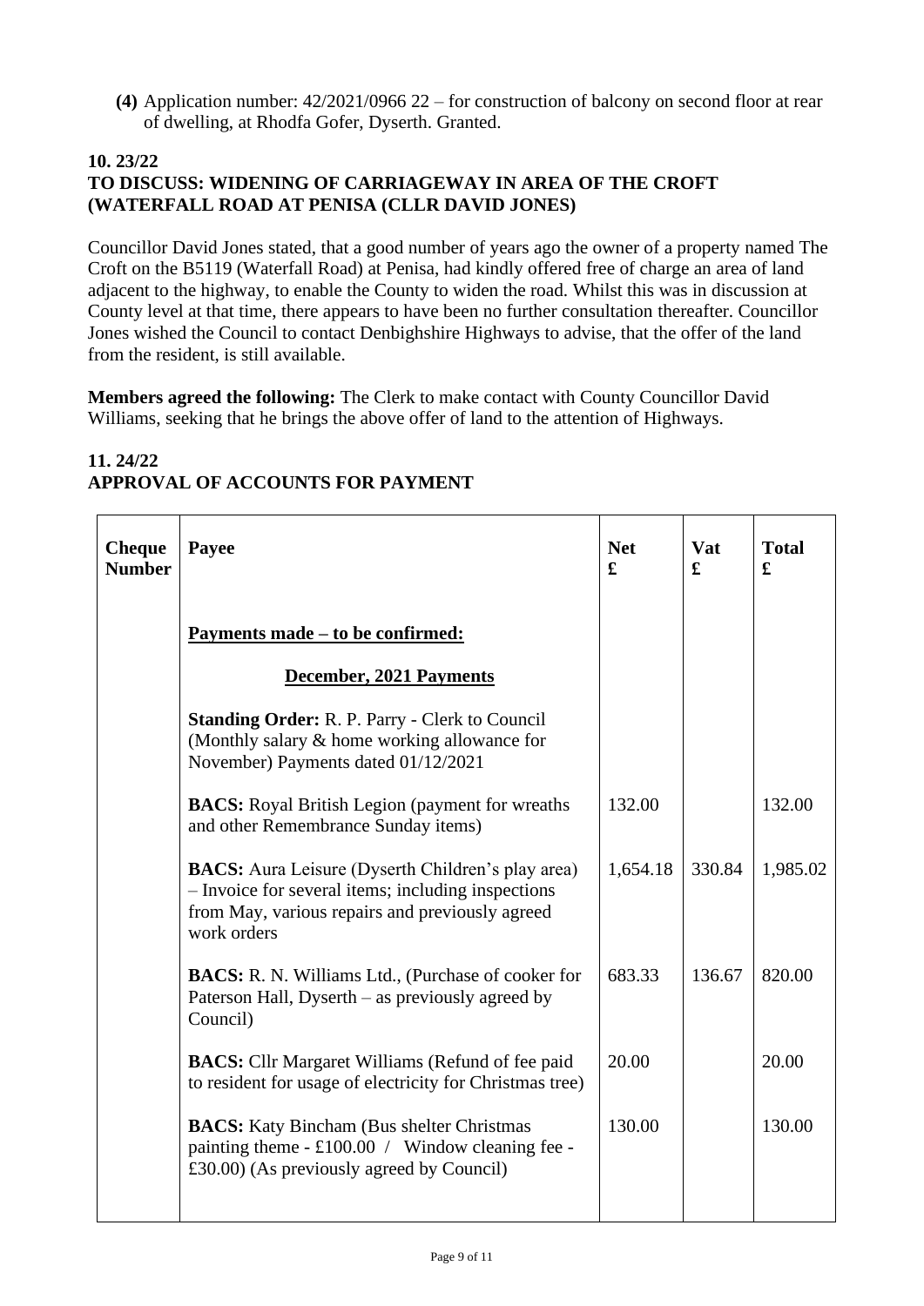**(4)** Application number: 42/2021/0966 22 – for construction of balcony on second floor at rear of dwelling, at Rhodfa Gofer, Dyserth. Granted.

## 10. 23/22
## TO DISCUSS: WIDENING OF CARRIAGEWAY IN AREA OF THE CROFT (WATERFALL ROAD AT PENISA (CLLR DAVID JONES)

Councillor David Jones stated, that a good number of years ago the owner of a property named The Croft on the B5119 (Waterfall Road) at Penisa, had kindly offered free of charge an area of land adjacent to the highway, to enable the County to widen the road. Whilst this was in discussion at County level at that time, there appears to have been no further consultation thereafter. Councillor Jones wished the Council to contact Denbighshire Highways to advise, that the offer of the land from the resident, is still available.

**Members agreed the following:** The Clerk to make contact with County Councillor David Williams, seeking that he brings the above offer of land to the attention of Highways.

## 11. 24/22
## APPROVAL OF ACCOUNTS FOR PAYMENT

| Cheque Number | Payee | Net £ | Vat £ | Total £ |
|---|---|---|---|---|
| | **Payments made – to be confirmed:** | | | |
| | **December, 2021 Payments** | | | |
| | **Standing Order:** R. P. Parry - Clerk to Council (Monthly salary & home working allowance for November) Payments dated 01/12/2021 | | | |
| | **BACS:** Royal British Legion (payment for wreaths and other Remembrance Sunday items) | 132.00 | | 132.00 |
| | **BACS:** Aura Leisure (Dyserth Children's play area) – Invoice for several items; including inspections from May, various repairs and previously agreed work orders | 1,654.18 | 330.84 | 1,985.02 |
| | **BACS:** R. N. Williams Ltd., (Purchase of cooker for Paterson Hall, Dyserth – as previously agreed by Council) | 683.33 | 136.67 | 820.00 |
| | **BACS:** Cllr Margaret Williams (Refund of fee paid to resident for usage of electricity for Christmas tree) | 20.00 | | 20.00 |
| | **BACS:** Katy Bincham (Bus shelter Christmas painting theme - £100.00 / Window cleaning fee - £30.00) (As previously agreed by Council) | 130.00 | | 130.00 |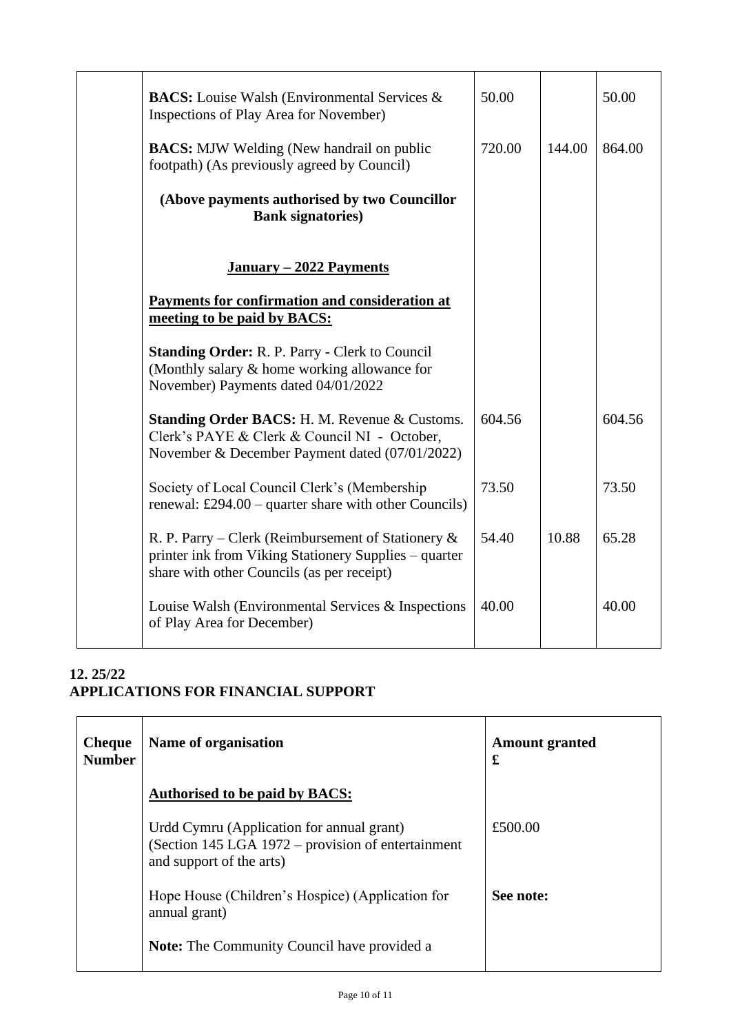| | | | | |
|---|---|---|---|---|
| | **BACS:** Louise Walsh (Environmental Services & Inspections of Play Area for November) | 50.00 | | 50.00 |
| | **BACS:** MJW Welding (New handrail on public footpath) (As previously agreed by Council) | 720.00 | 144.00 | 864.00 |
| | **(Above payments authorised by two Councillor Bank signatories)** | | | |
| | **<u>January – 2022 Payments</u>** | | | |
| | **<u>Payments for confirmation and consideration at meeting to be paid by BACS:</u>** | | | |
| | **Standing Order:** R. P. Parry - Clerk to Council (Monthly salary & home working allowance for November) Payments dated 04/01/2022 | | | |
| | **Standing Order BACS:** H. M. Revenue & Customs. Clerk's PAYE & Clerk & Council NI - October, November & December Payment dated (07/01/2022) | 604.56 | | 604.56 |
| | Society of Local Council Clerk's (Membership renewal: £294.00 – quarter share with other Councils) | 73.50 | | 73.50 |
| | R. P. Parry – Clerk (Reimbursement of Stationery & printer ink from Viking Stationery Supplies – quarter share with other Councils (as per receipt) | 54.40 | 10.88 | 65.28 |
| | Louise Walsh (Environmental Services & Inspections of Play Area for December) | 40.00 | | 40.00 |

## 12. 25/22
## APPLICATIONS FOR FINANCIAL SUPPORT

| Cheque Number | Name of organisation | Amount granted £ |
|---|---|---|
| | **<u>Authorised to be paid by BACS:</u>** | |
| | Urdd Cymru (Application for annual grant) (Section 145 LGA 1972 – provision of entertainment and support of the arts) | £500.00 |
| | Hope House (Children's Hospice) (Application for annual grant) | **See note:** |
| | **Note:** The Community Council have provided a | |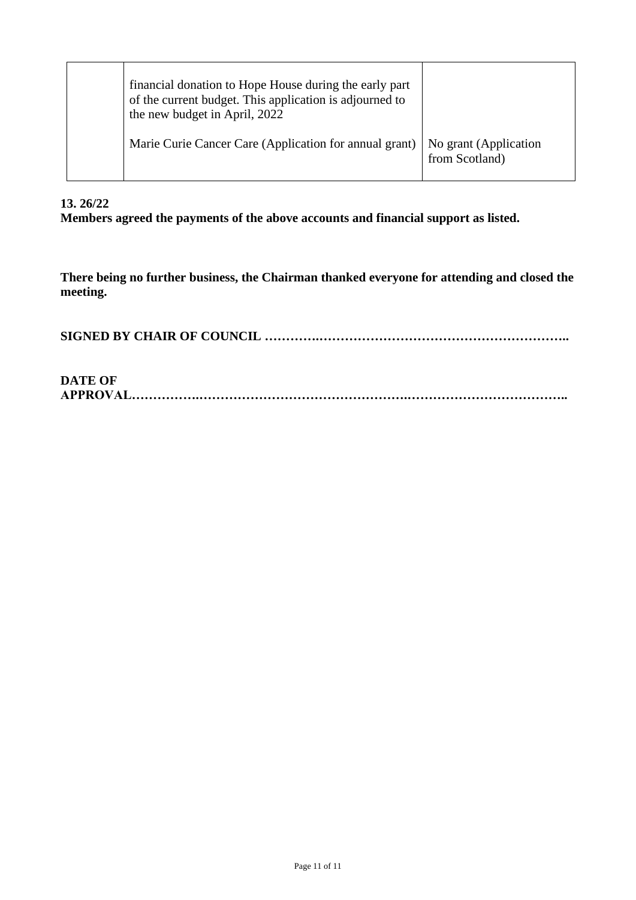| | | |
|---|---|---|
| | financial donation to Hope House during the early part of the current budget. This application is adjourned to the new budget in April, 2022 | |
| | Marie Curie Cancer Care (Application for annual grant) | No grant (Application from Scotland) |

**13. 26/22**
**Members agreed the payments of the above accounts and financial support as listed.**

**There being no further business, the Chairman thanked everyone for attending and closed the meeting.**

**SIGNED BY CHAIR OF COUNCIL ………….………………………………………………..**

**DATE OF APPROVAL…………….…………………………………….………………………………..**